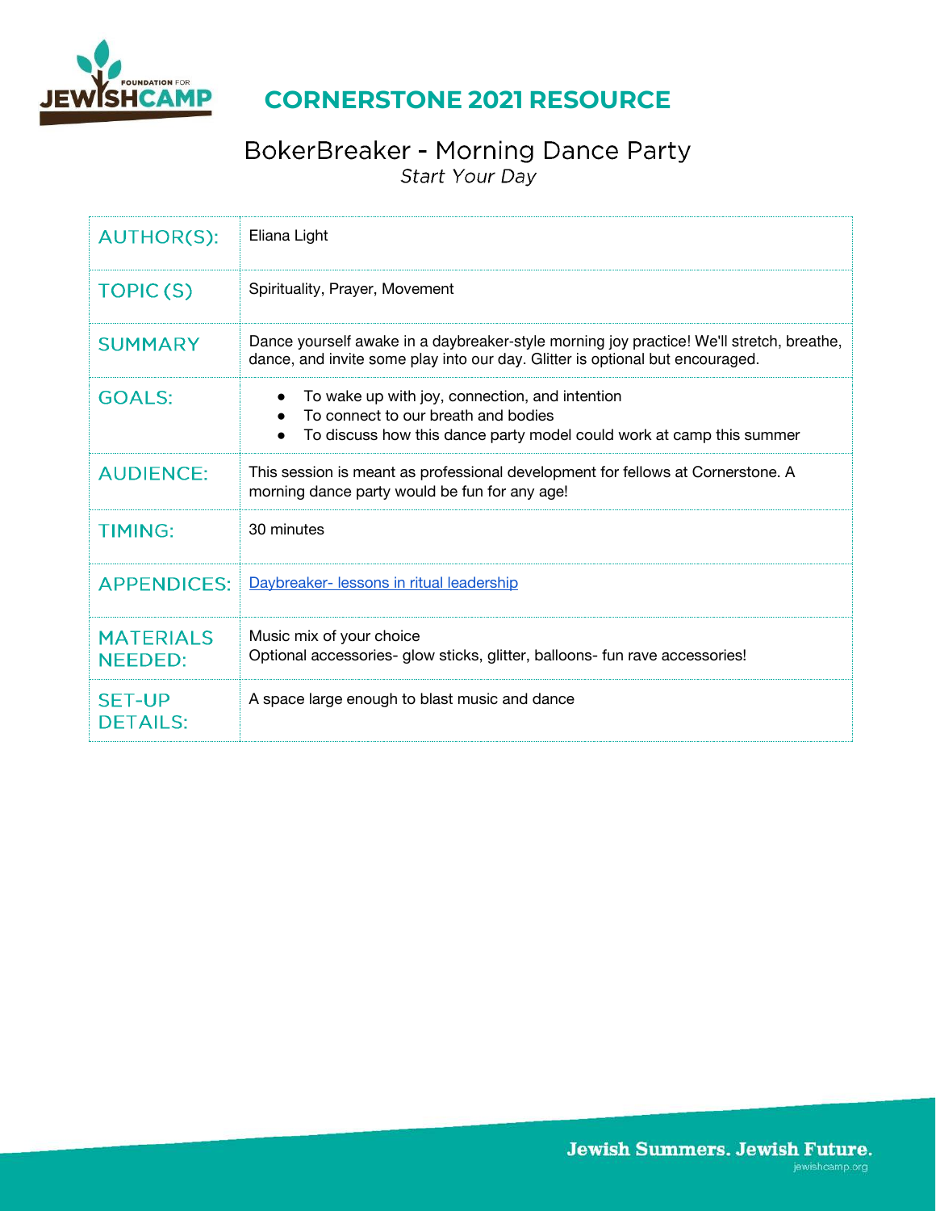# CORNERSTONE 2021 RESOURCE

## BokerBreaker - Morning Dance Party

*Start Your Day*

| | |
|---|---|
| AUTHOR(S): | Eliana Light |
| TOPIC (S) | Spirituality, Prayer, Movement |
| SUMMARY | Dance yourself awake in a daybreaker-style morning joy practice! We'll stretch, breathe, dance, and invite some play into our day. Glitter is optional but encouraged. |
| GOALS: | • To wake up with joy, connection, and intention<br>• To connect to our breath and bodies<br>• To discuss how this dance party model could work at camp this summer |
| AUDIENCE: | This session is meant as professional development for fellows at Cornerstone. A morning dance party would be fun for any age! |
| TIMING: | 30 minutes |
| APPENDICES: | Daybreaker- lessons in ritual leadership |
| MATERIALS NEEDED: | Music mix of your choice<br>Optional accessories- glow sticks, glitter, balloons- fun rave accessories! |
| SET-UP DETAILS: | A space large enough to blast music and dance |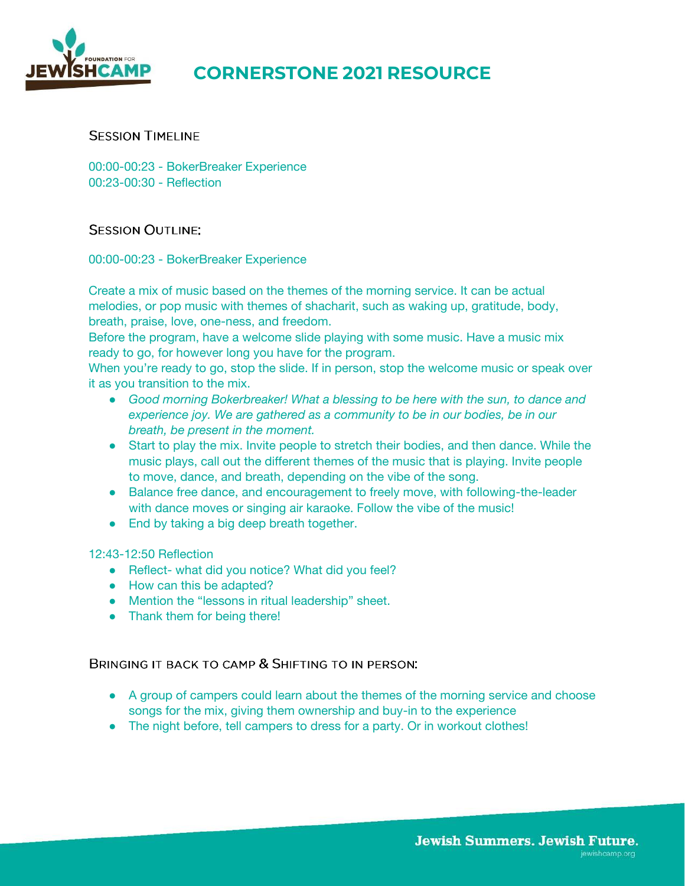# CORNERSTONE 2021 RESOURCE

## Session Timeline

00:00-00:23 - BokerBreaker Experience
00:23-00:30 - Reflection

## Session Outline:

00:00-00:23 - BokerBreaker Experience

Create a mix of music based on the themes of the morning service. It can be actual melodies, or pop music with themes of shacharit, such as waking up, gratitude, body, breath, praise, love, one-ness, and freedom.
Before the program, have a welcome slide playing with some music. Have a music mix ready to go, for however long you have for the program.
When you're ready to go, stop the slide. If in person, stop the welcome music or speak over it as you transition to the mix.

- *Good morning Bokerbreaker! What a blessing to be here with the sun, to dance and experience joy. We are gathered as a community to be in our bodies, be in our breath, be present in the moment.*
- Start to play the mix. Invite people to stretch their bodies, and then dance. While the music plays, call out the different themes of the music that is playing. Invite people to move, dance, and breath, depending on the vibe of the song.
- Balance free dance, and encouragement to freely move, with following-the-leader with dance moves or singing air karaoke. Follow the vibe of the music!
- End by taking a big deep breath together.

12:43-12:50 Reflection

- Reflect- what did you notice? What did you feel?
- How can this be adapted?
- Mention the "lessons in ritual leadership" sheet.
- Thank them for being there!

## Bringing it back to camp & Shifting to in person:

- A group of campers could learn about the themes of the morning service and choose songs for the mix, giving them ownership and buy-in to the experience
- The night before, tell campers to dress for a party. Or in workout clothes!